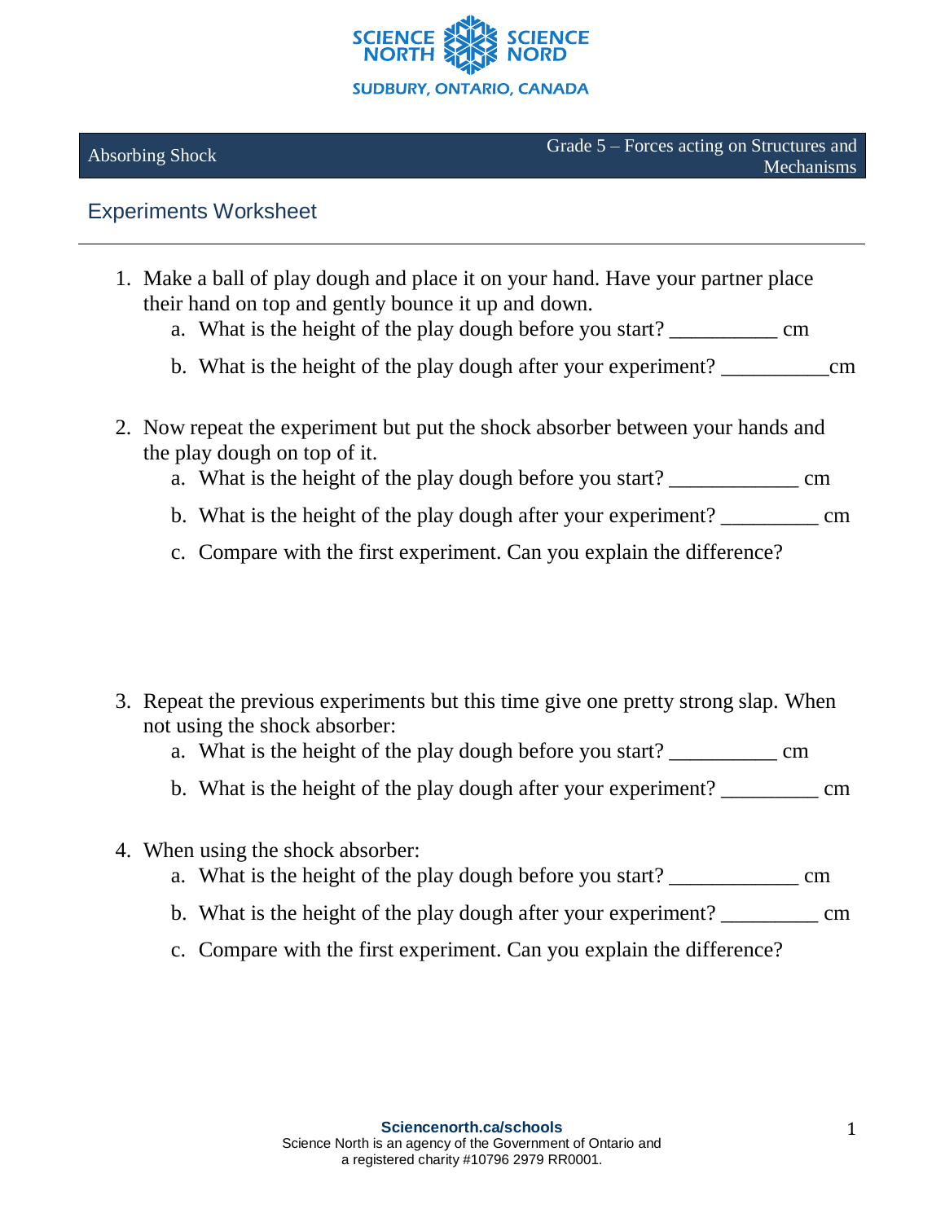SCIENCE NORTH SCIENCE NORD

SUDBURY, ONTARIO, CANADA

Absorbing Shock

Grade 5 – Forces acting on Structures and Mechanisms

## Experiments Worksheet

1. Make a ball of play dough and place it on your hand. Have your partner place their hand on top and gently bounce it up and down.
   a. What is the height of the play dough before you start? __________ cm
   b. What is the height of the play dough after your experiment? __________cm

2. Now repeat the experiment but put the shock absorber between your hands and the play dough on top of it.
   a. What is the height of the play dough before you start? ____________ cm
   b. What is the height of the play dough after your experiment? _________ cm
   c. Compare with the first experiment. Can you explain the difference?

3. Repeat the previous experiments but this time give one pretty strong slap. When not using the shock absorber:
   a. What is the height of the play dough before you start? __________ cm
   b. What is the height of the play dough after your experiment? _________ cm

4. When using the shock absorber:
   a. What is the height of the play dough before you start? ____________ cm
   b. What is the height of the play dough after your experiment? _________ cm
   c. Compare with the first experiment. Can you explain the difference?

**Sciencenorth.ca/schools**
Science North is an agency of the Government of Ontario and a registered charity #10796 2979 RR0001.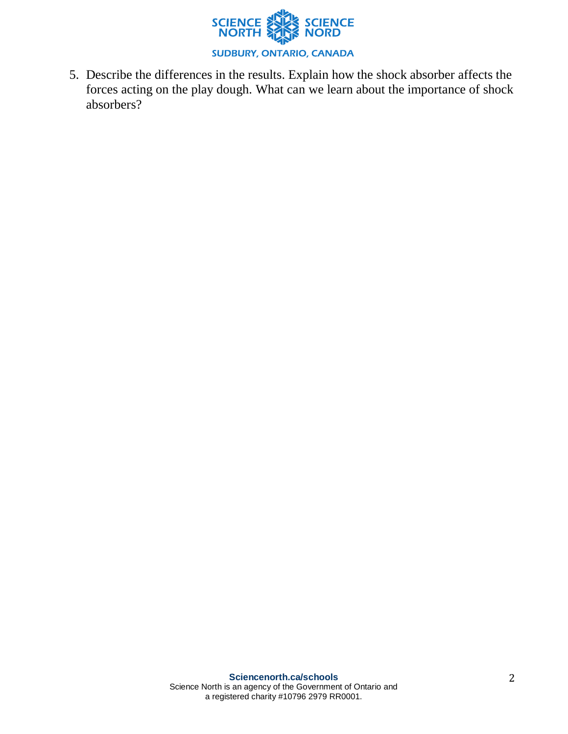5. Describe the differences in the results. Explain how the shock absorber affects the forces acting on the play dough. What can we learn about the importance of shock absorbers?